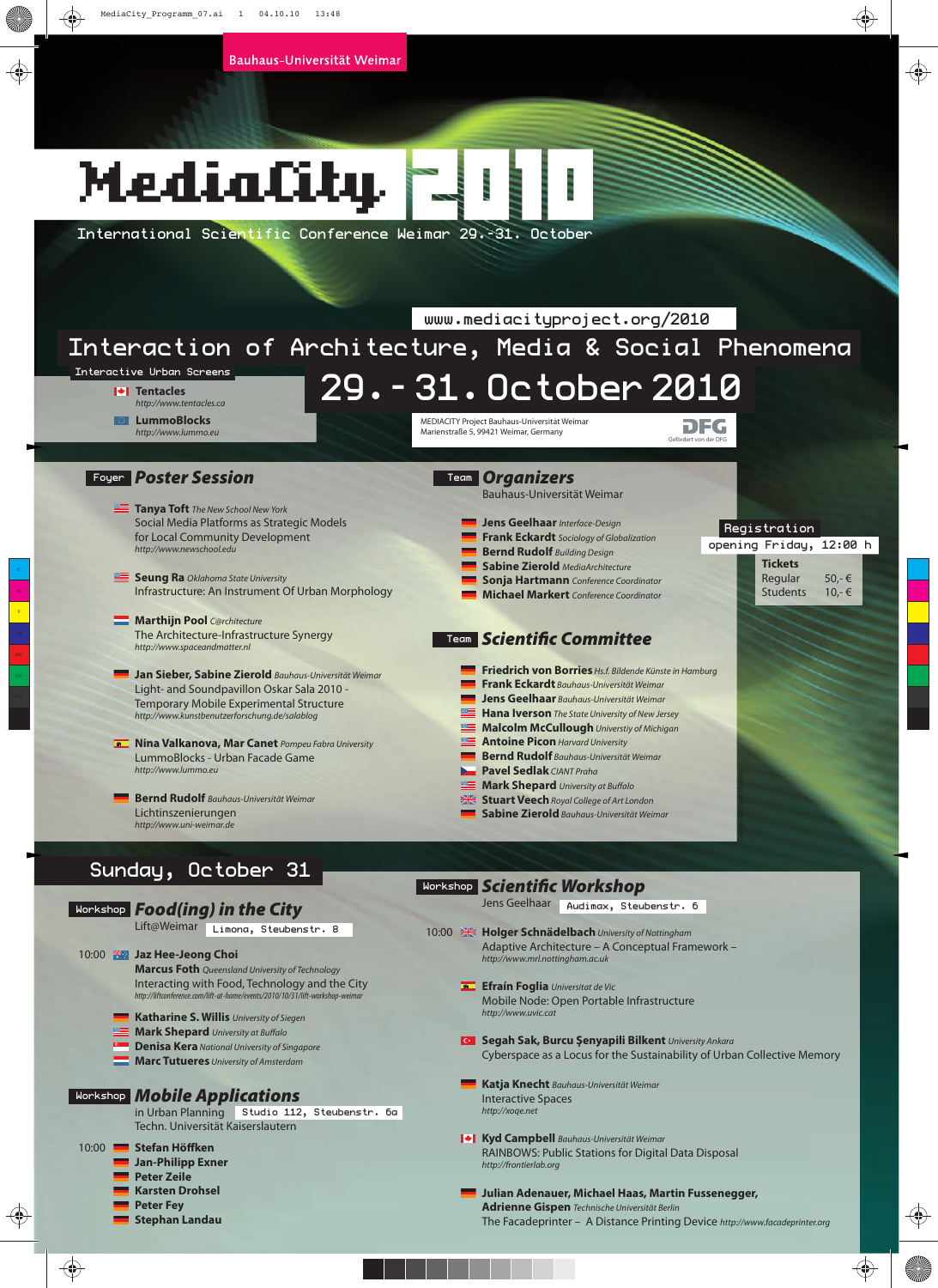Bauhaus-Universität Weimar

# MediaCity 2010

International Scientific Conference Weimar 29.-31. October

www.mediacityproject.org/2010

## Interaction of Architecture, Media & Social Phenomena

# 29. - 31. October 2010

MEDIACITY Project Bauhaus-Universität Weimar
Marienstraße 5, 99421 Weimar, Germany

DFG – Gefördert von der DFG

**Interactive Urban Screens**

- **Tentacles** http://www.tentacles.ca
- **LummoBlocks** http://www.lummo.eu

## Foyer — *Poster Session*

**Tanya Toft** *The New School New York*
Social Media Platforms as Strategic Models for Local Community Development
http://www.newschool.edu

**Seung Ra** *Oklahoma State University*
Infrastructure: An Instrument Of Urban Morphology

**Marthijn Pool** *C@rchitecture*
The Architecture-Infrastructure Synergy
http://www.spaceandmatter.nl

**Jan Sieber, Sabine Zierold** *Bauhaus-Universität Weimar*
Light- and Soundpavillon Oskar Sala 2010 - Temporary Mobile Experimental Structure
http://www.kunstbenutzerforschung.de/salablog

**Nina Valkanova, Mar Canet** *Pompeu Fabra University*
LummoBlocks - Urban Facade Game
http://www.lummo.eu

**Bernd Rudolf** *Bauhaus-Universität Weimar*
Lichtinszenierungen
http://www.uni-weimar.de

## Team — *Organizers*

Bauhaus-Universität Weimar

- **Jens Geelhaar** *Interface-Design*
- **Frank Eckardt** *Sociology of Globalization*
- **Bernd Rudolf** *Building Design*
- **Sabine Zierold** *MediaArchitecture*
- **Sonja Hartmann** *Conference Coordinator*
- **Michael Markert** *Conference Coordinator*

**Registration**
opening Friday, 12:00 h

**Tickets**

| | |
|---|---|
| Regular | 50,- € |
| Students | 10,- € |

## Team — *Scientific Committee*

- **Friedrich von Borries** *Hs.f. Bildende Künste in Hamburg*
- **Frank Eckardt** *Bauhaus-Universität Weimar*
- **Jens Geelhaar** *Bauhaus-Universität Weimar*
- **Hana Iverson** *The State University of New Jersey*
- **Malcolm McCullough** *University of Michigan*
- **Antoine Picon** *Harvard University*
- **Bernd Rudolf** *Bauhaus-Universität Weimar*
- **Pavel Sedlak** *CIANT Praha*
- **Mark Shepard** *University at Buffalo*
- **Stuart Veech** *Royal College of Art London*
- **Sabine Zierold** *Bauhaus-Universität Weimar*

## Sunday, October 31

### Workshop — *Food(ing) in the City*

Lift@Weimar — Limona, Steubenstr. 8

10:00
**Jaz Hee-Jeong Choi**
**Marcus Foth** *Queensland University of Technology*
Interacting with Food, Technology and the City
http://liftconference.com/lift-at-home/events/2010/10/31/lift-workshop-weimar

- **Katharine S. Willis** *University of Siegen*
- **Mark Shepard** *University at Buffalo*
- **Denisa Kera** *National University of Singapore*
- **Marc Tuteures** *University of Amsterdam*

### Workshop — *Mobile Applications*

in Urban Planning — Studio 112, Steubenstr. 6a
Techn. Universität Kaiserslautern

10:00
- **Stefan Höffken**
- **Jan-Philipp Exner**
- **Peter Zeile**
- **Karsten Drohsel**
- **Peter Fey**
- **Stephan Landau**

### Workshop — *Scientific Workshop*

Jens Geelhaar — Audimax, Steubenstr. 6

10:00
**Holger Schnädelbach** *University of Nottingham*
Adaptive Architecture – A Conceptual Framework –
http://www.mrl.nottingham.ac.uk

**Efraín Foglia** *Universitat de Vic*
Mobile Node: Open Portable Infrastructure
http://www.uvic.cat

**Segah Sak, Burcu Şenyapili Bilkent** *University Ankara*
Cyberspace as a Locus for the Sustainability of Urban Collective Memory

**Katja Knecht** *Bauhaus-Universität Weimar*
Interactive Spaces
http://xoqe.net

**Kyd Campbell** *Bauhaus-Universität Weimar*
RAINBOWS: Public Stations for Digital Data Disposal
http://frontierlab.org

**Julian Adenauer, Michael Haas, Martin Fussenegger, Adrienne Gispen** *Technische Universität Berlin*
The Facadeprinter – A Distance Printing Device http://www.facadeprinter.org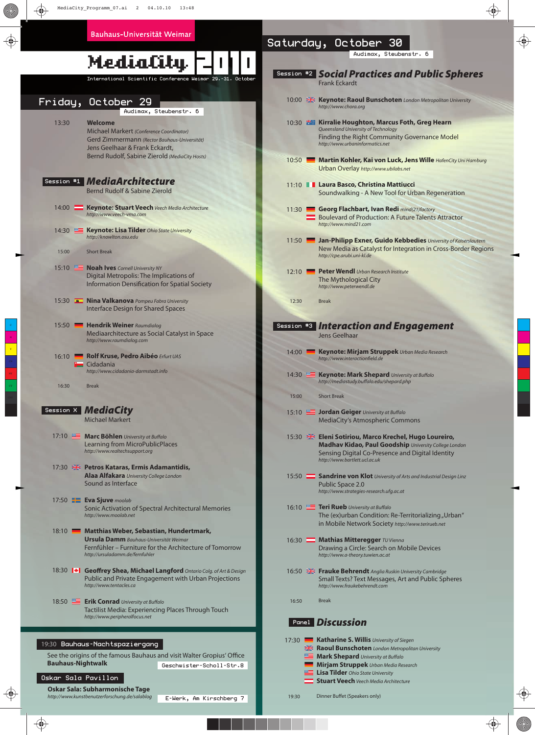Bauhaus-Universität Weimar

# MediaCity 2010

International Scientific Conference Weimar 29.-31. October

## Friday, October 29

Audimax, Steubenstr. 6

13:30 **Welcome**
Michael Markert *(Conference Coordinator)*
Gerd Zimmermann *(Rector Bauhaus-Universität)*
Jens Geelhaar & Frank Eckardt,
Bernd Rudolf, Sabine Zierold *(MediaCity Hosts)*

### Session #1 *MediaArchitecture*

Bernd Rudolf & Sabine Zierold

14:00 **Keynote: Stuart Veech** *Veech Media Architecture*
*http://www.veech-vma.com*

14:30 **Keynote: Lisa Tilder** *Ohio State University*
*http://knowlton.osu.edu*

15:00 Short Break

15:10 **Noah Ives** *Cornell University NY*
Digital Metropolis: The Implications of Information Densification for Spatial Society

15:30 **Nina Valkanova** *Pompeu Fabra University*
Interface Design for Shared Spaces

15:50 **Hendrik Weiner** *Raumdialog*
Mediaarchitecture as Social Catalyst in Space
*http://www.raumdialog.com*

16:10 **Rolf Kruse, Pedro Aibéo** *Erfurt UAS*
Cidadania
*http://www.cidadania-darmstadt.info*

16:30 Break

### Session X *MediaCity*

Michael Markert

17:10 **Marc Böhlen** *University at Buffalo*
Learning from MicroPublicPlaces
*http://www.realtechsupport.org*

17:30 **Petros Kataras, Ermis Adamantidis, Alaa Alfakara** *University College London*
Sound as Interface

17:50 **Eva Sjuve** *moolab*
Sonic Activation of Spectral Architectural Memories
*http://www.moolab.net*

18:10 **Matthias Weber, Sebastian, Hundertmark, Ursula Damm** *Bauhaus-Universität Weimar*
Fernfühler – Furniture for the Architecture of Tomorrow
*http://ursuladamm.de/fernfuhler*

18:30 **Geoffrey Shea, Michael Langford** *Ontario Colg. of Art & Design*
Public and Private Engagement with Urban Projections
*http://www.tentacles.ca*

18:50 **Erik Conrad** *University at Buffalo*
Tactilist Media: Experiencing Places Through Touch
*http://www.peripheralfocus.net*

### 19:30 Bauhaus-Nachtspaziergang

See the origins of the famous Bauhaus and visit Walter Gropius' Office
**Bauhaus-Nightwalk** Geschwister-Scholl-Str.8

### Oskar Sala Pavillon

**Oskar Sala: Subharmonische Tage**
*http://www.kunstbenutzerforschung.de/salablog* E-Werk, Am Kirschberg 7

## Saturday, October 30

Audimax, Steubenstr. 6

### Session #2 *Social Practices and Public Spheres*

Frank Eckardt

10:00 **Keynote: Raoul Bunschoten** *London Metropolitan University*
*http://www.chora.org*

10:30 **Kirralie Houghton, Marcus Foth, Greg Hearn**
*Queensland University of Technology*
Finding the Right Community Governance Model
*http://www.urbaninformatics.net*

10:50 **Martin Kohler, Kai von Luck, Jens Wille** *HafenCity Uni Hamburg*
Urban Overlay *http://www.ubilabs.net*

11:10 **Laura Basco, Christina Mattiucci**
Soundwalking - A New Tool for Urban Regeneration

11:30 **Georg Flachbart, Ivan Redi** *mind(21)factory*
Boulevard of Production: A Future Talents Attractor
*http://www.mind21.com*

11:50 **Jan-Philipp Exner, Guido Kebbedies** *University of Kaiserslautern*
New Media as Catalyst for Integration in Cross-Border Regions
*http://cpe.arubi.uni-kl.de*

12:10 **Peter Wendl** *Urban Research Institute*
The Mythological City
*http://www.peterwendl.de*

12:30 Break

### Session #3 *Interaction and Engagement*

Jens Geelhaar

14:00 **Keynote: Mirjam Struppek** *Urban Media Research*
*http://www.interactionfield.de*

14:30 **Keynote: Mark Shepard** *University at Buffalo*
*http://mediastudy.buffalo.edu/shepard.php*

15:00 Short Break

15:10 **Jordan Geiger** *University at Buffalo*
MediaCity's Atmospheric Commons

15:30 **Eleni Sotiriou, Marco Krechel, Hugo Loureiro, Madhav Kidao, Paul Goodship** *University College London*
Sensing Digital Co-Presence and Digital Identity
*http://www.bartlett.ucl.ac.uk*

15:50 **Sandrine von Klot** *University of Arts and Industrial Design Linz*
Public Space 2.0
*http://www.strategies-research.ufg.ac.at*

16:10 **Teri Rueb** *University at Buffalo*
The (ex)urban Condition: Re-Territorializing „Urban" in Mobile Network Society *http://www.terirueb.net*

16:30 **Mathias Mitteregger** *TU Vienna*
Drawing a Circle: Search on Mobile Devices
*http://www.a-theory.tuwien.ac.at*

16:50 **Frauke Behrendt** *Anglia Ruskin University Cambridge*
Small Texts? Text Messages, Art and Public Spheres
*http://www.fraukebehrendt.com*

16:50 Break

### Panel *Discussion*

17:30 **Katharine S. Willis** *University of Siegen*
**Raoul Bunschoten** *London Metropolitan University*
**Mark Shepard** *University at Buffalo*
**Mirjam Struppek** *Urban Media Research*
**Lisa Tilder** *Ohio State University*
**Stuart Veech** *Veech Media Architecture*

19:30 Dinner Buffet (Speakers only)